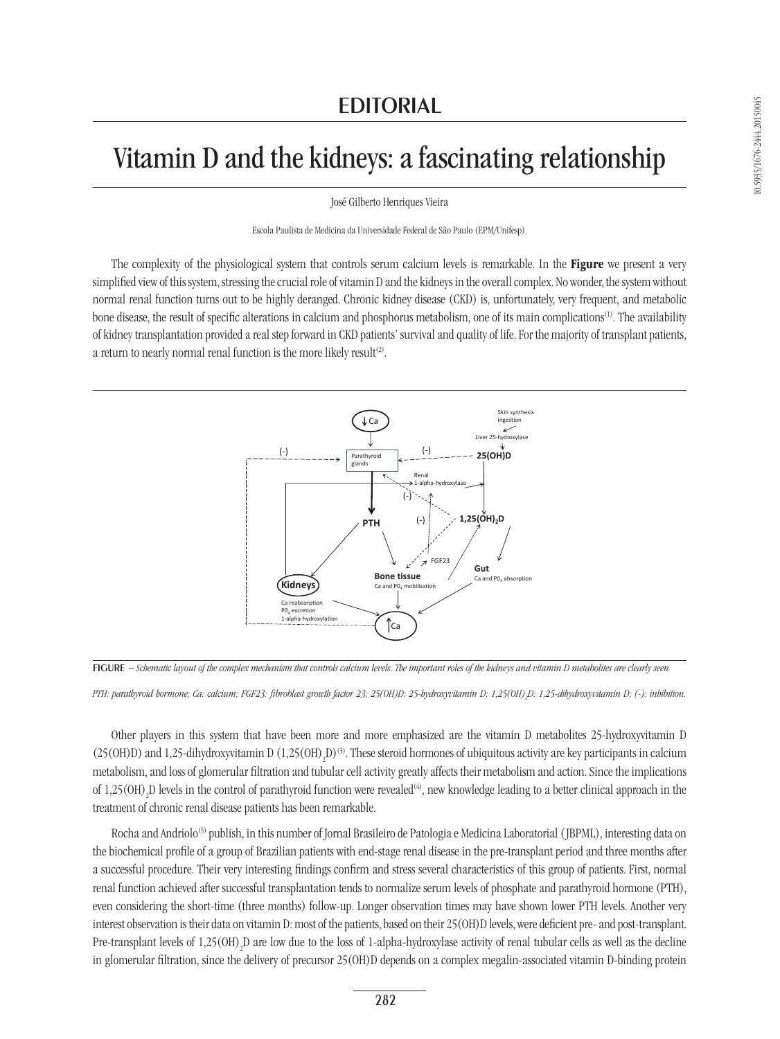# EDITORIAL

# Vitamin D and the kidneys: a fascinating relationship

José Gilberto Henriques Vieira

Escola Paulista de Medicina da Universidade Federal de São Paulo (EPM/Unifesp).

The complexity of the physiological system that controls serum calcium levels is remarkable. In the **Figure** we present a very simplified view of this system, stressing the crucial role of vitamin D and the kidneys in the overall complex. No wonder, the system without normal renal function turns out to be highly deranged. Chronic kidney disease (CKD) is, unfortunately, very frequent, and metabolic bone disease, the result of specific alterations in calcium and phosphorus metabolism, one of its main complications[1]. The availability of kidney transplantation provided a real step forward in CKD patients' survival and quality of life. For the majority of transplant patients, a return to nearly normal renal function is the more likely result[2].

**FIGURE** – *Schematic layout of the complex mechanism that controls calcium levels. The important roles of the kidneys and vitamin D metabolites are clearly seen*

*PTH: parathyroid hormone; Ca: calcium; FGF23: fibroblast growth factor 23; 25(OH)D: 25-hydroxyvitamin D; $1,25(OH)_2D$: 1,25-dihydroxyvitamin D; (-): inhibition.*

Other players in this system that have been more and more emphasized are the vitamin D metabolites 25-hydroxyvitamin D (25(OH)D) and 1,25-dihydroxyvitamin D ($1,25(OH)_2D$)[3]. These steroid hormones of ubiquitous activity are key participants in calcium metabolism, and loss of glomerular filtration and tubular cell activity greatly affects their metabolism and action. Since the implications of $1,25(OH)_2D$ levels in the control of parathyroid function were revealed[4], new knowledge leading to a better clinical approach in the treatment of chronic renal disease patients has been remarkable.

Rocha and Andriolo[5] publish, in this number of Jornal Brasileiro de Patologia e Medicina Laboratorial (JBPML), interesting data on the biochemical profile of a group of Brazilian patients with end-stage renal disease in the pre-transplant period and three months after a successful procedure. Their very interesting findings confirm and stress several characteristics of this group of patients. First, normal renal function achieved after successful transplantation tends to normalize serum levels of phosphate and parathyroid hormone (PTH), even considering the short-time (three months) follow-up. Longer observation times may have shown lower PTH levels. Another very interest observation is their data on vitamin D: most of the patients, based on their 25(OH)D levels, were deficient pre- and post-transplant. Pre-transplant levels of $1,25(OH)_2D$ are low due to the loss of 1-alpha-hydroxylase activity of renal tubular cells as well as the decline in glomerular filtration, since the delivery of precursor 25(OH)D depends on a complex megalin-associated vitamin D-binding protein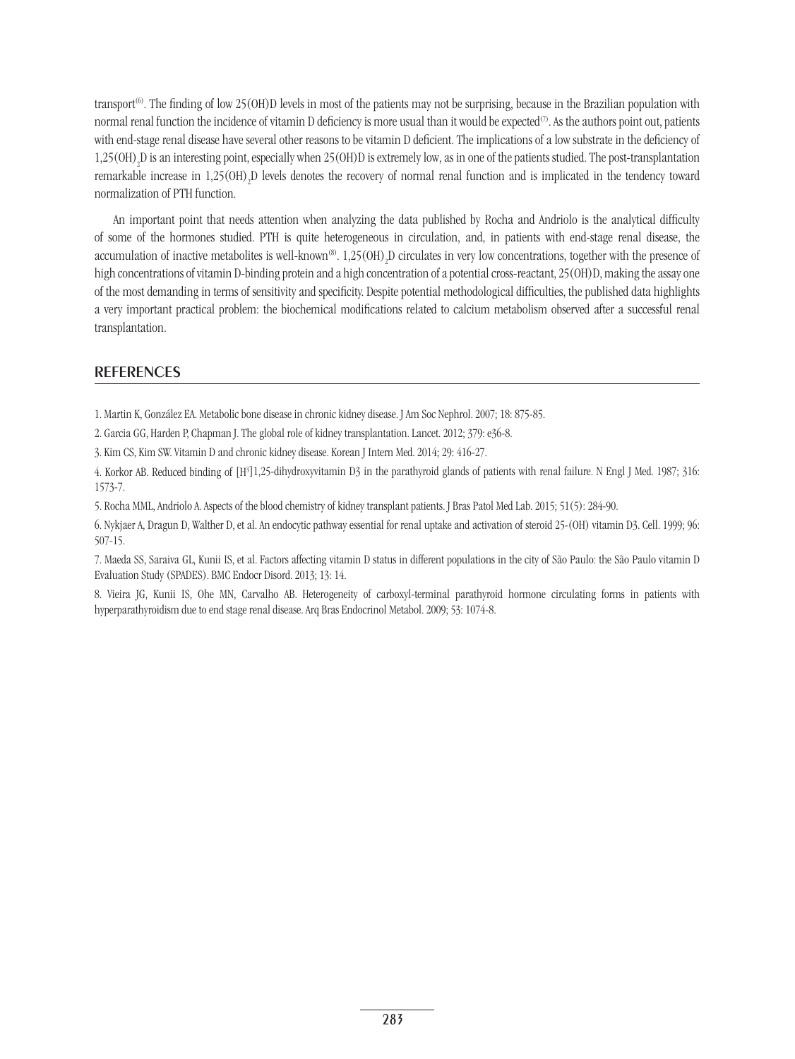transport[6]. The finding of low 25(OH)D levels in most of the patients may not be surprising, because in the Brazilian population with normal renal function the incidence of vitamin D deficiency is more usual than it would be expected[7]. As the authors point out, patients with end-stage renal disease have several other reasons to be vitamin D deficient. The implications of a low substrate in the deficiency of $1,25(OH)_2D$ is an interesting point, especially when 25(OH)D is extremely low, as in one of the patients studied. The post-transplantation remarkable increase in $1,25(OH)_2D$ levels denotes the recovery of normal renal function and is implicated in the tendency toward normalization of PTH function.

An important point that needs attention when analyzing the data published by Rocha and Andriolo is the analytical difficulty of some of the hormones studied. PTH is quite heterogeneous in circulation, and, in patients with end-stage renal disease, the accumulation of inactive metabolites is well-known[8]. $1,25(OH)_2D$ circulates in very low concentrations, together with the presence of high concentrations of vitamin D-binding protein and a high concentration of a potential cross-reactant, 25(OH)D, making the assay one of the most demanding in terms of sensitivity and specificity. Despite potential methodological difficulties, the published data highlights a very important practical problem: the biochemical modifications related to calcium metabolism observed after a successful renal transplantation.

## REFERENCES

1. Martin K, González EA. Metabolic bone disease in chronic kidney disease. J Am Soc Nephrol. 2007; 18: 875-85.

2. Garcia GG, Harden P, Chapman J. The global role of kidney transplantation. Lancet. 2012; 379: e36-8.

3. Kim CS, Kim SW. Vitamin D and chronic kidney disease. Korean J Intern Med. 2014; 29: 416-27.

4. Korkor AB. Reduced binding of [$^3H$]1,25-dihydroxyvitamin D3 in the parathyroid glands of patients with renal failure. N Engl J Med. 1987; 316: 1573-7.

5. Rocha MML, Andriolo A. Aspects of the blood chemistry of kidney transplant patients. J Bras Patol Med Lab. 2015; 51(5): 284-90.

6. Nykjaer A, Dragun D, Walther D, et al. An endocytic pathway essential for renal uptake and activation of steroid 25-(OH) vitamin D3. Cell. 1999; 96: 507-15.

7. Maeda SS, Saraiva GL, Kunii IS, et al. Factors affecting vitamin D status in different populations in the city of São Paulo: the São Paulo vitamin D Evaluation Study (SPADES). BMC Endocr Disord. 2013; 13: 14.

8. Vieira JG, Kunii IS, Ohe MN, Carvalho AB. Heterogeneity of carboxyl-terminal parathyroid hormone circulating forms in patients with hyperparathyroidism due to end stage renal disease. Arq Bras Endocrinol Metabol. 2009; 53: 1074-8.